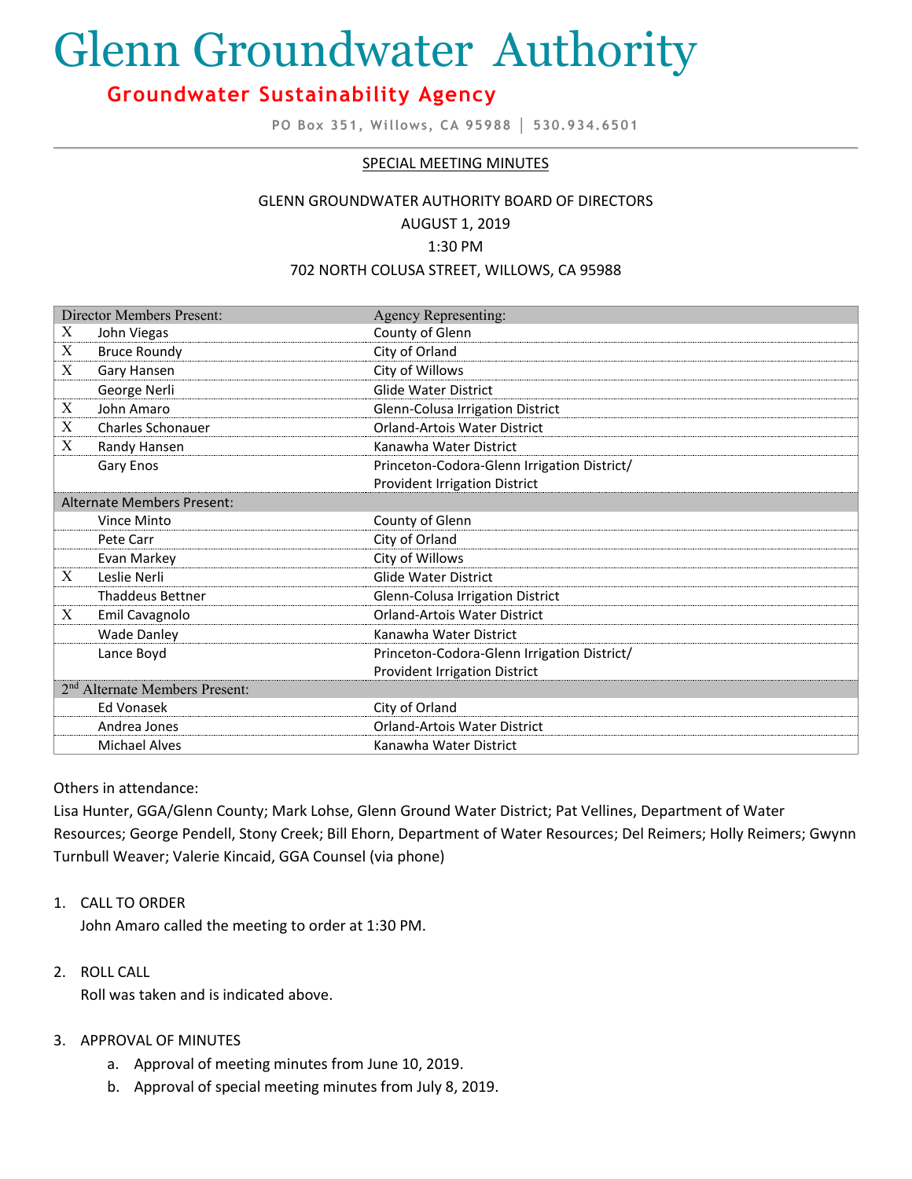# Glenn Groundwater Authority

## Groundwater Sustainability Agency

PO Box 351, Willows, CA 95988 | 530.934.6501

SPECIAL MEETING MINUTES

GLENN GROUNDWATER AUTHORITY BOARD OF DIRECTORS
AUGUST 1, 2019
1:30 PM
702 NORTH COLUSA STREET, WILLOWS, CA 95988

| | Director Members Present: | Agency Representing: |
|---|---|---|
| X | John Viegas | County of Glenn |
| X | Bruce Roundy | City of Orland |
| X | Gary Hansen | City of Willows |
| | George Nerli | Glide Water District |
| X | John Amaro | Glenn-Colusa Irrigation District |
| X | Charles Schonauer | Orland-Artois Water District |
| X | Randy Hansen | Kanawha Water District |
| | Gary Enos | Princeton-Codora-Glenn Irrigation District/ Provident Irrigation District |
| | **Alternate Members Present:** | |
| | Vince Minto | County of Glenn |
| | Pete Carr | City of Orland |
| | Evan Markey | City of Willows |
| X | Leslie Nerli | Glide Water District |
| | Thaddeus Bettner | Glenn-Colusa Irrigation District |
| X | Emil Cavagnolo | Orland-Artois Water District |
| | Wade Danley | Kanawha Water District |
| | Lance Boyd | Princeton-Codora-Glenn Irrigation District/ Provident Irrigation District |
| | **2nd Alternate Members Present:** | |
| | Ed Vonasek | City of Orland |
| | Andrea Jones | Orland-Artois Water District |
| | Michael Alves | Kanawha Water District |

Others in attendance:
Lisa Hunter, GGA/Glenn County; Mark Lohse, Glenn Ground Water District; Pat Vellines, Department of Water Resources; George Pendell, Stony Creek; Bill Ehorn, Department of Water Resources; Del Reimers; Holly Reimers; Gwynn Turnbull Weaver; Valerie Kincaid, GGA Counsel (via phone)

1. CALL TO ORDER
   John Amaro called the meeting to order at 1:30 PM.

2. ROLL CALL
   Roll was taken and is indicated above.

3. APPROVAL OF MINUTES
   a. Approval of meeting minutes from June 10, 2019.
   b. Approval of special meeting minutes from July 8, 2019.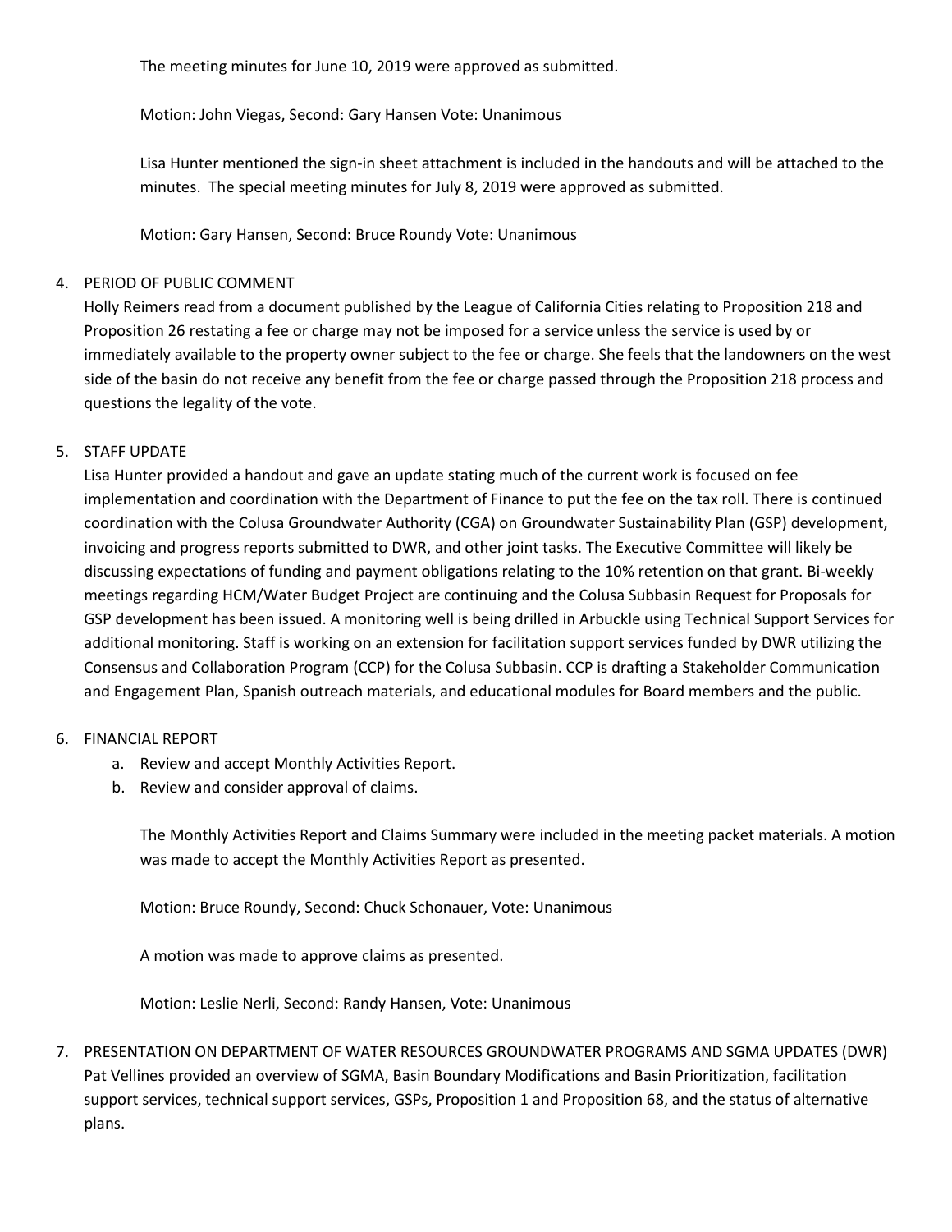The meeting minutes for June 10, 2019 were approved as submitted.

Motion: John Viegas, Second: Gary Hansen Vote: Unanimous

Lisa Hunter mentioned the sign-in sheet attachment is included in the handouts and will be attached to the minutes. The special meeting minutes for July 8, 2019 were approved as submitted.

Motion: Gary Hansen, Second: Bruce Roundy Vote: Unanimous

4. PERIOD OF PUBLIC COMMENT

Holly Reimers read from a document published by the League of California Cities relating to Proposition 218 and Proposition 26 restating a fee or charge may not be imposed for a service unless the service is used by or immediately available to the property owner subject to the fee or charge. She feels that the landowners on the west side of the basin do not receive any benefit from the fee or charge passed through the Proposition 218 process and questions the legality of the vote.

5. STAFF UPDATE

Lisa Hunter provided a handout and gave an update stating much of the current work is focused on fee implementation and coordination with the Department of Finance to put the fee on the tax roll. There is continued coordination with the Colusa Groundwater Authority (CGA) on Groundwater Sustainability Plan (GSP) development, invoicing and progress reports submitted to DWR, and other joint tasks. The Executive Committee will likely be discussing expectations of funding and payment obligations relating to the 10% retention on that grant. Bi-weekly meetings regarding HCM/Water Budget Project are continuing and the Colusa Subbasin Request for Proposals for GSP development has been issued. A monitoring well is being drilled in Arbuckle using Technical Support Services for additional monitoring. Staff is working on an extension for facilitation support services funded by DWR utilizing the Consensus and Collaboration Program (CCP) for the Colusa Subbasin. CCP is drafting a Stakeholder Communication and Engagement Plan, Spanish outreach materials, and educational modules for Board members and the public.

6. FINANCIAL REPORT
   a. Review and accept Monthly Activities Report.
   b. Review and consider approval of claims.

   The Monthly Activities Report and Claims Summary were included in the meeting packet materials. A motion was made to accept the Monthly Activities Report as presented.

   Motion: Bruce Roundy, Second: Chuck Schonauer, Vote: Unanimous

   A motion was made to approve claims as presented.

   Motion: Leslie Nerli, Second: Randy Hansen, Vote: Unanimous

7. PRESENTATION ON DEPARTMENT OF WATER RESOURCES GROUNDWATER PROGRAMS AND SGMA UPDATES (DWR)

Pat Vellines provided an overview of SGMA, Basin Boundary Modifications and Basin Prioritization, facilitation support services, technical support services, GSPs, Proposition 1 and Proposition 68, and the status of alternative plans.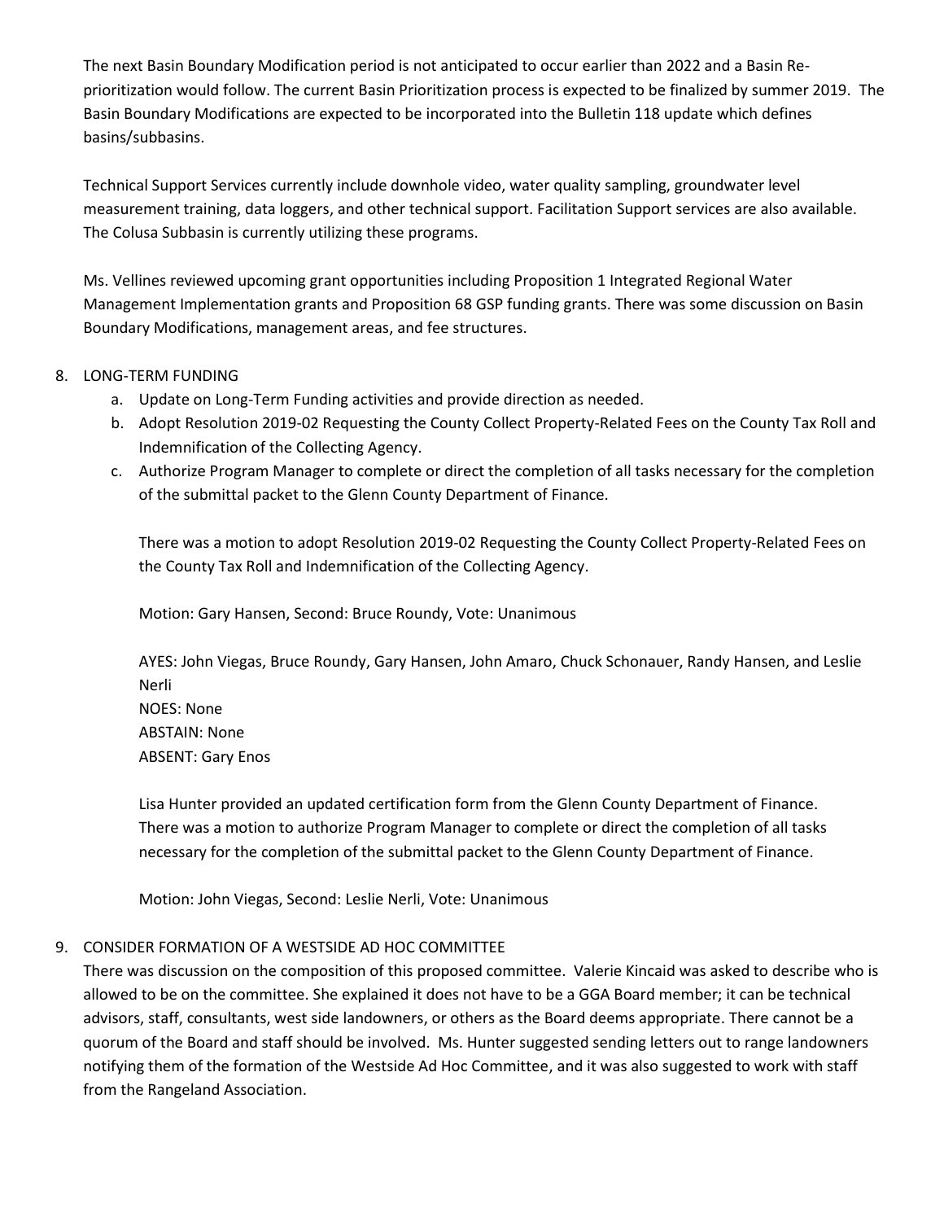The next Basin Boundary Modification period is not anticipated to occur earlier than 2022 and a Basin Re-prioritization would follow. The current Basin Prioritization process is expected to be finalized by summer 2019. The Basin Boundary Modifications are expected to be incorporated into the Bulletin 118 update which defines basins/subbasins.

Technical Support Services currently include downhole video, water quality sampling, groundwater level measurement training, data loggers, and other technical support. Facilitation Support services are also available. The Colusa Subbasin is currently utilizing these programs.

Ms. Vellines reviewed upcoming grant opportunities including Proposition 1 Integrated Regional Water Management Implementation grants and Proposition 68 GSP funding grants. There was some discussion on Basin Boundary Modifications, management areas, and fee structures.

8. LONG-TERM FUNDING
   a. Update on Long-Term Funding activities and provide direction as needed.
   b. Adopt Resolution 2019-02 Requesting the County Collect Property-Related Fees on the County Tax Roll and Indemnification of the Collecting Agency.
   c. Authorize Program Manager to complete or direct the completion of all tasks necessary for the completion of the submittal packet to the Glenn County Department of Finance.

   There was a motion to adopt Resolution 2019-02 Requesting the County Collect Property-Related Fees on the County Tax Roll and Indemnification of the Collecting Agency.

   Motion: Gary Hansen, Second: Bruce Roundy, Vote: Unanimous

   AYES: John Viegas, Bruce Roundy, Gary Hansen, John Amaro, Chuck Schonauer, Randy Hansen, and Leslie Nerli
   NOES: None
   ABSTAIN: None
   ABSENT: Gary Enos

   Lisa Hunter provided an updated certification form from the Glenn County Department of Finance. There was a motion to authorize Program Manager to complete or direct the completion of all tasks necessary for the completion of the submittal packet to the Glenn County Department of Finance.

   Motion: John Viegas, Second: Leslie Nerli, Vote: Unanimous

9. CONSIDER FORMATION OF A WESTSIDE AD HOC COMMITTEE

   There was discussion on the composition of this proposed committee. Valerie Kincaid was asked to describe who is allowed to be on the committee. She explained it does not have to be a GGA Board member; it can be technical advisors, staff, consultants, west side landowners, or others as the Board deems appropriate. There cannot be a quorum of the Board and staff should be involved. Ms. Hunter suggested sending letters out to range landowners notifying them of the formation of the Westside Ad Hoc Committee, and it was also suggested to work with staff from the Rangeland Association.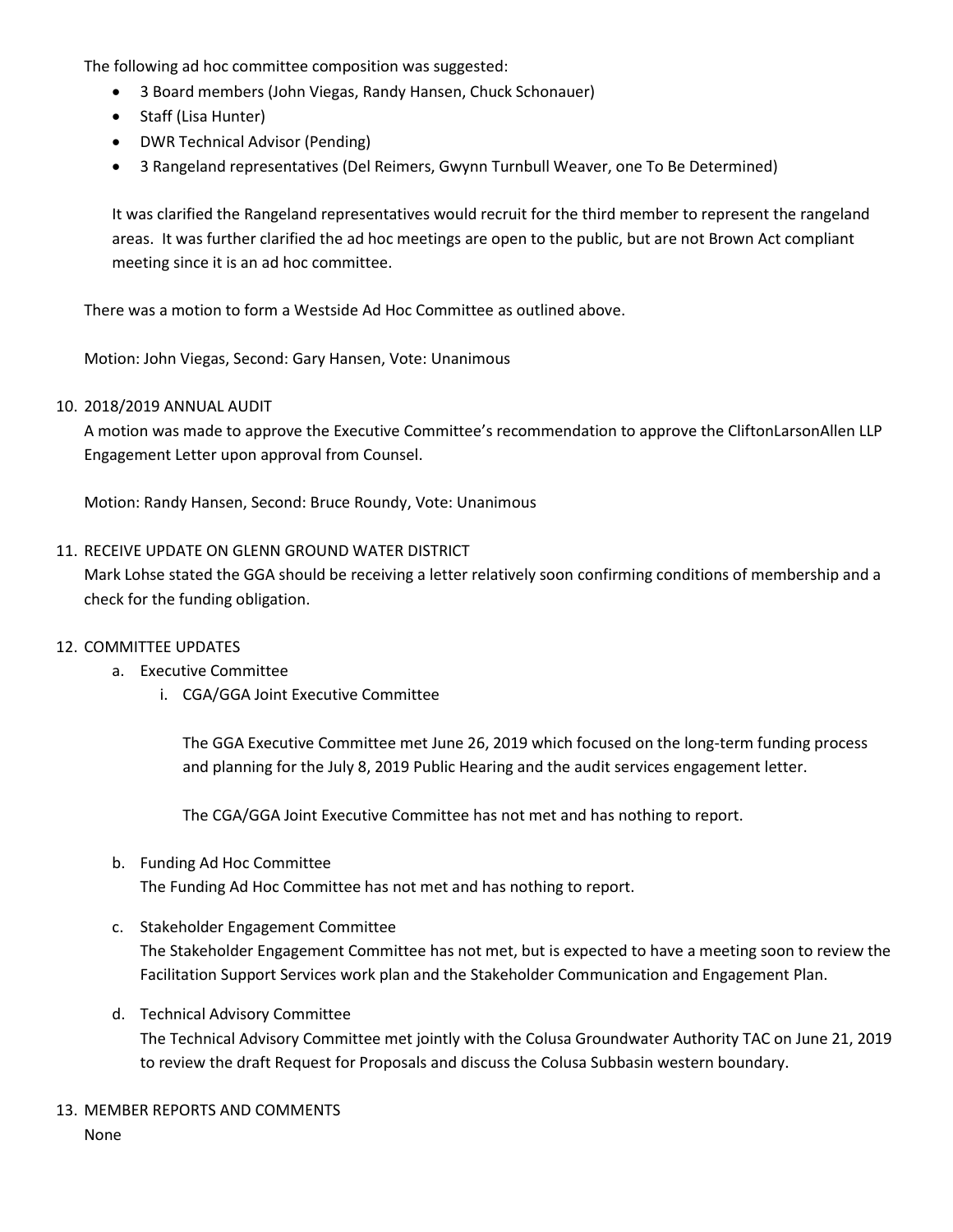The following ad hoc committee composition was suggested:

- 3 Board members (John Viegas, Randy Hansen, Chuck Schonauer)
- Staff (Lisa Hunter)
- DWR Technical Advisor (Pending)
- 3 Rangeland representatives (Del Reimers, Gwynn Turnbull Weaver, one To Be Determined)

It was clarified the Rangeland representatives would recruit for the third member to represent the rangeland areas. It was further clarified the ad hoc meetings are open to the public, but are not Brown Act compliant meeting since it is an ad hoc committee.

There was a motion to form a Westside Ad Hoc Committee as outlined above.

Motion: John Viegas, Second: Gary Hansen, Vote: Unanimous

10. 2018/2019 ANNUAL AUDIT

A motion was made to approve the Executive Committee's recommendation to approve the CliftonLarsonAllen LLP Engagement Letter upon approval from Counsel.

Motion: Randy Hansen, Second: Bruce Roundy, Vote: Unanimous

11. RECEIVE UPDATE ON GLENN GROUND WATER DISTRICT

Mark Lohse stated the GGA should be receiving a letter relatively soon confirming conditions of membership and a check for the funding obligation.

12. COMMITTEE UPDATES
    a. Executive Committee
        i. CGA/GGA Joint Executive Committee

        The GGA Executive Committee met June 26, 2019 which focused on the long-term funding process and planning for the July 8, 2019 Public Hearing and the audit services engagement letter.

        The CGA/GGA Joint Executive Committee has not met and has nothing to report.

    b. Funding Ad Hoc Committee
    The Funding Ad Hoc Committee has not met and has nothing to report.

    c. Stakeholder Engagement Committee
    The Stakeholder Engagement Committee has not met, but is expected to have a meeting soon to review the Facilitation Support Services work plan and the Stakeholder Communication and Engagement Plan.

    d. Technical Advisory Committee
    The Technical Advisory Committee met jointly with the Colusa Groundwater Authority TAC on June 21, 2019 to review the draft Request for Proposals and discuss the Colusa Subbasin western boundary.

13. MEMBER REPORTS AND COMMENTS

None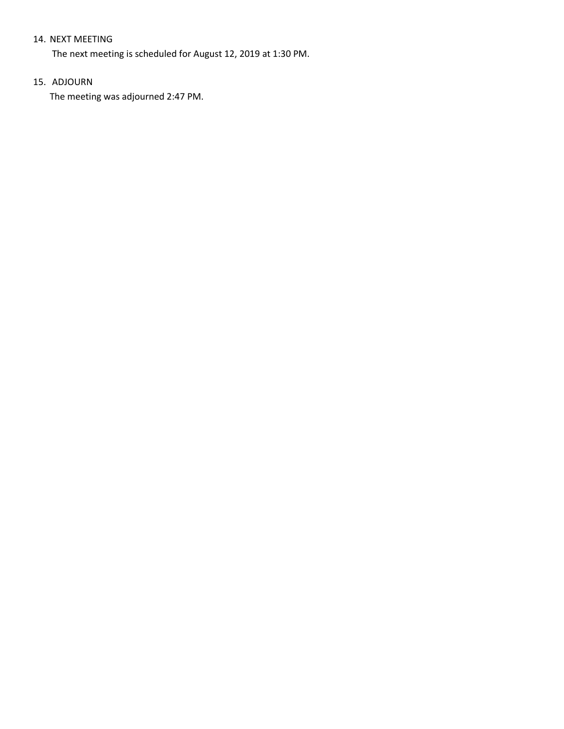14. NEXT MEETING

    The next meeting is scheduled for August 12, 2019 at 1:30 PM.

15. ADJOURN

    The meeting was adjourned 2:47 PM.